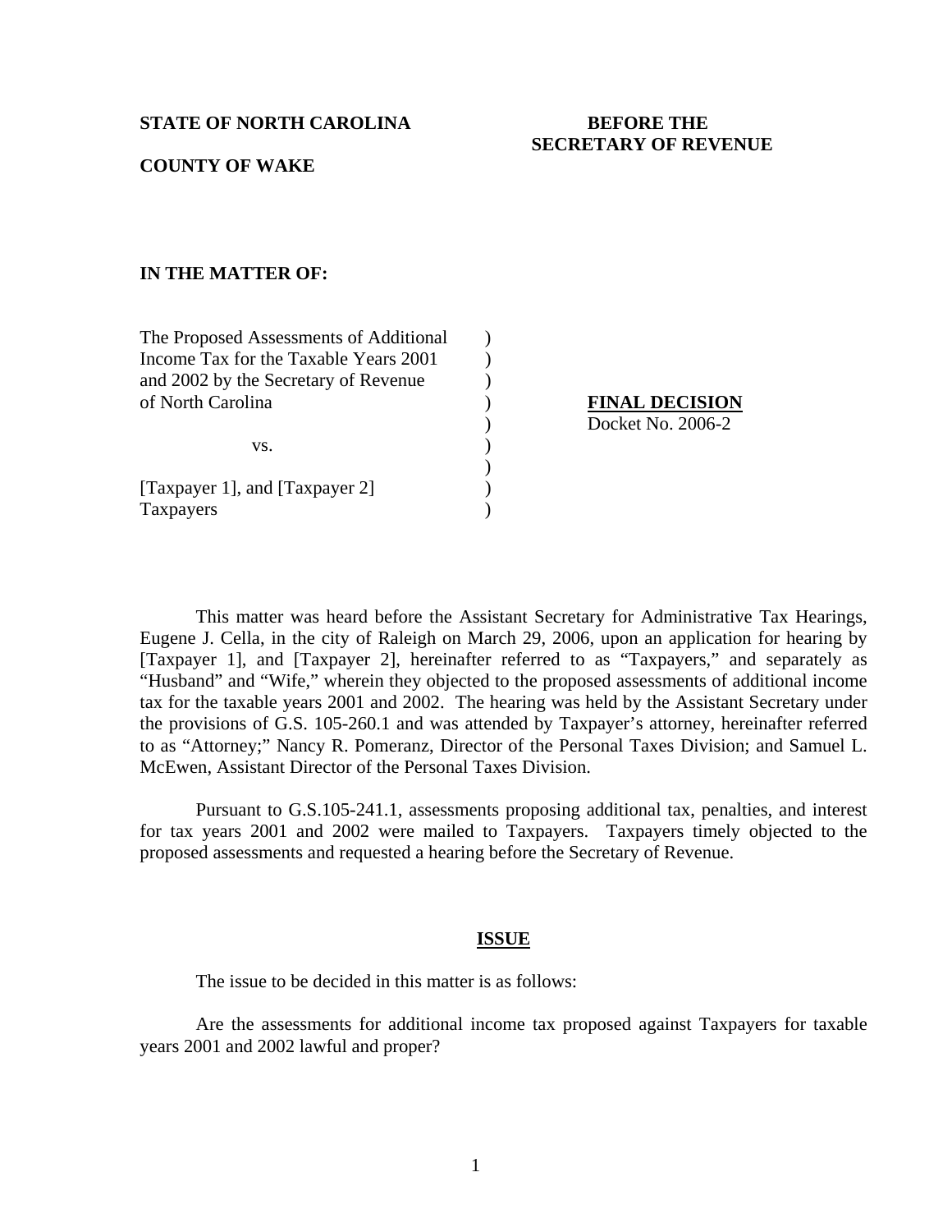**STATE OF NORTH CAROLINA**

**COUNTY OF WAKE**

**BEFORE THE SECRETARY OF REVENUE**

**IN THE MATTER OF:**

The Proposed Assessments of Additional Income Tax for the Taxable Years 2001 and 2002 by the Secretary of Revenue of North Carolina

vs.

[Taxpayer 1], and [Taxpayer 2]
Taxpayers

**FINAL DECISION**
Docket No. 2006-2

This matter was heard before the Assistant Secretary for Administrative Tax Hearings, Eugene J. Cella, in the city of Raleigh on March 29, 2006, upon an application for hearing by [Taxpayer 1], and [Taxpayer 2], hereinafter referred to as "Taxpayers," and separately as "Husband" and "Wife," wherein they objected to the proposed assessments of additional income tax for the taxable years 2001 and 2002. The hearing was held by the Assistant Secretary under the provisions of G.S. 105-260.1 and was attended by Taxpayer's attorney, hereinafter referred to as "Attorney;" Nancy R. Pomeranz, Director of the Personal Taxes Division; and Samuel L. McEwen, Assistant Director of the Personal Taxes Division.

Pursuant to G.S.105-241.1, assessments proposing additional tax, penalties, and interest for tax years 2001 and 2002 were mailed to Taxpayers. Taxpayers timely objected to the proposed assessments and requested a hearing before the Secretary of Revenue.

**ISSUE**

The issue to be decided in this matter is as follows:

Are the assessments for additional income tax proposed against Taxpayers for taxable years 2001 and 2002 lawful and proper?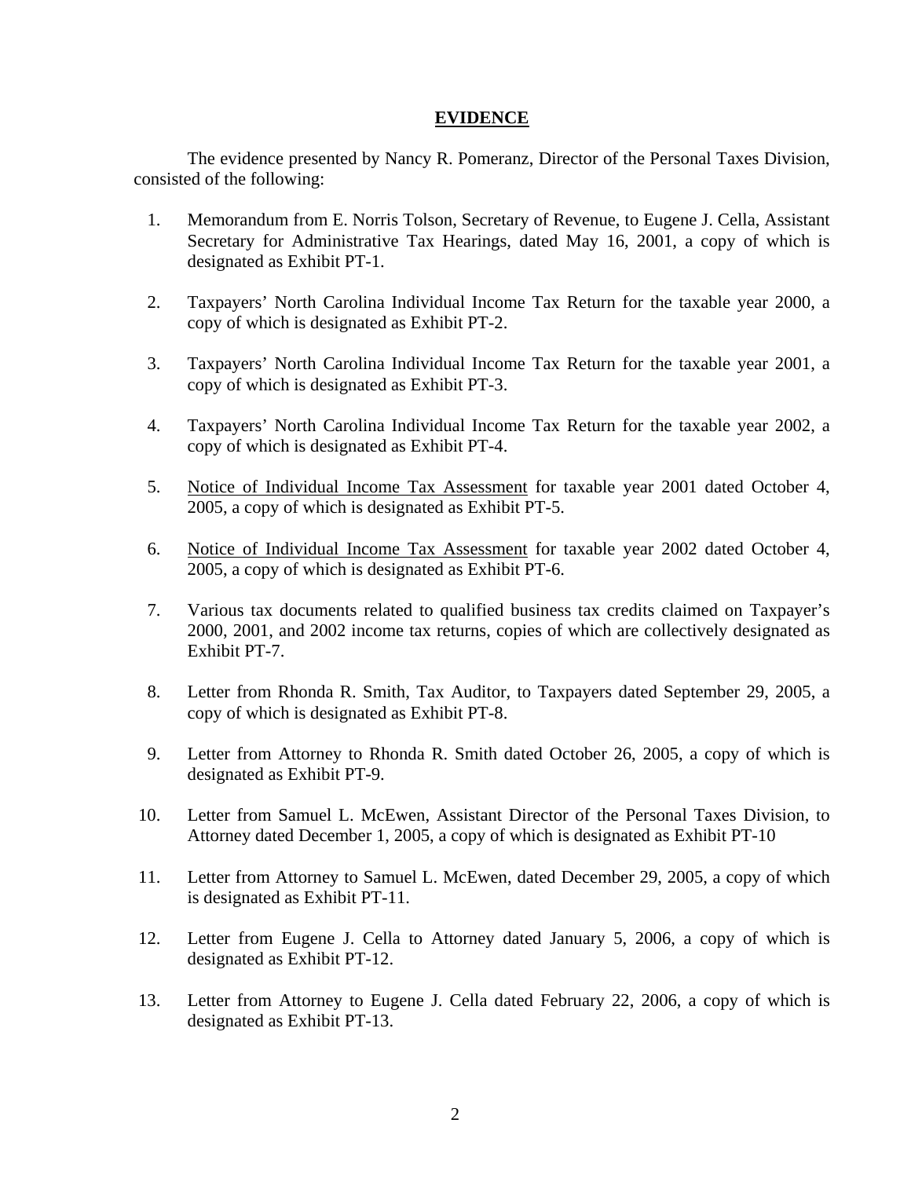## EVIDENCE

The evidence presented by Nancy R. Pomeranz, Director of the Personal Taxes Division, consisted of the following:

1. Memorandum from E. Norris Tolson, Secretary of Revenue, to Eugene J. Cella, Assistant Secretary for Administrative Tax Hearings, dated May 16, 2001, a copy of which is designated as Exhibit PT-1.

2. Taxpayers' North Carolina Individual Income Tax Return for the taxable year 2000, a copy of which is designated as Exhibit PT-2.

3. Taxpayers' North Carolina Individual Income Tax Return for the taxable year 2001, a copy of which is designated as Exhibit PT-3.

4. Taxpayers' North Carolina Individual Income Tax Return for the taxable year 2002, a copy of which is designated as Exhibit PT-4.

5. Notice of Individual Income Tax Assessment for taxable year 2001 dated October 4, 2005, a copy of which is designated as Exhibit PT-5.

6. Notice of Individual Income Tax Assessment for taxable year 2002 dated October 4, 2005, a copy of which is designated as Exhibit PT-6.

7. Various tax documents related to qualified business tax credits claimed on Taxpayer's 2000, 2001, and 2002 income tax returns, copies of which are collectively designated as Exhibit PT-7.

8. Letter from Rhonda R. Smith, Tax Auditor, to Taxpayers dated September 29, 2005, a copy of which is designated as Exhibit PT-8.

9. Letter from Attorney to Rhonda R. Smith dated October 26, 2005, a copy of which is designated as Exhibit PT-9.

10. Letter from Samuel L. McEwen, Assistant Director of the Personal Taxes Division, to Attorney dated December 1, 2005, a copy of which is designated as Exhibit PT-10

11. Letter from Attorney to Samuel L. McEwen, dated December 29, 2005, a copy of which is designated as Exhibit PT-11.

12. Letter from Eugene J. Cella to Attorney dated January 5, 2006, a copy of which is designated as Exhibit PT-12.

13. Letter from Attorney to Eugene J. Cella dated February 22, 2006, a copy of which is designated as Exhibit PT-13.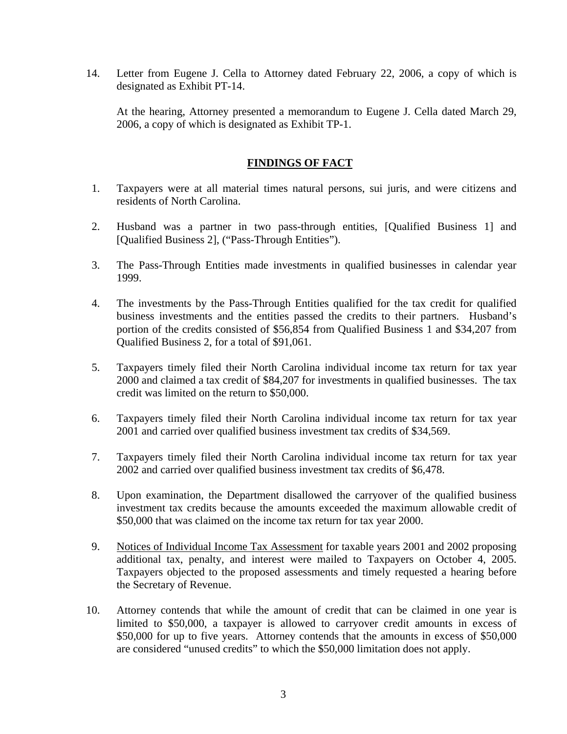14. Letter from Eugene J. Cella to Attorney dated February 22, 2006, a copy of which is designated as Exhibit PT-14.

    At the hearing, Attorney presented a memorandum to Eugene J. Cella dated March 29, 2006, a copy of which is designated as Exhibit TP-1.

## FINDINGS OF FACT

1. Taxpayers were at all material times natural persons, sui juris, and were citizens and residents of North Carolina.

2. Husband was a partner in two pass-through entities, [Qualified Business 1] and [Qualified Business 2], ("Pass-Through Entities").

3. The Pass-Through Entities made investments in qualified businesses in calendar year 1999.

4. The investments by the Pass-Through Entities qualified for the tax credit for qualified business investments and the entities passed the credits to their partners. Husband's portion of the credits consisted of $56,854 from Qualified Business 1 and $34,207 from Qualified Business 2, for a total of $91,061.

5. Taxpayers timely filed their North Carolina individual income tax return for tax year 2000 and claimed a tax credit of $84,207 for investments in qualified businesses. The tax credit was limited on the return to $50,000.

6. Taxpayers timely filed their North Carolina individual income tax return for tax year 2001 and carried over qualified business investment tax credits of $34,569.

7. Taxpayers timely filed their North Carolina individual income tax return for tax year 2002 and carried over qualified business investment tax credits of $6,478.

8. Upon examination, the Department disallowed the carryover of the qualified business investment tax credits because the amounts exceeded the maximum allowable credit of $50,000 that was claimed on the income tax return for tax year 2000.

9. Notices of Individual Income Tax Assessment for taxable years 2001 and 2002 proposing additional tax, penalty, and interest were mailed to Taxpayers on October 4, 2005. Taxpayers objected to the proposed assessments and timely requested a hearing before the Secretary of Revenue.

10. Attorney contends that while the amount of credit that can be claimed in one year is limited to $50,000, a taxpayer is allowed to carryover credit amounts in excess of $50,000 for up to five years. Attorney contends that the amounts in excess of $50,000 are considered "unused credits" to which the $50,000 limitation does not apply.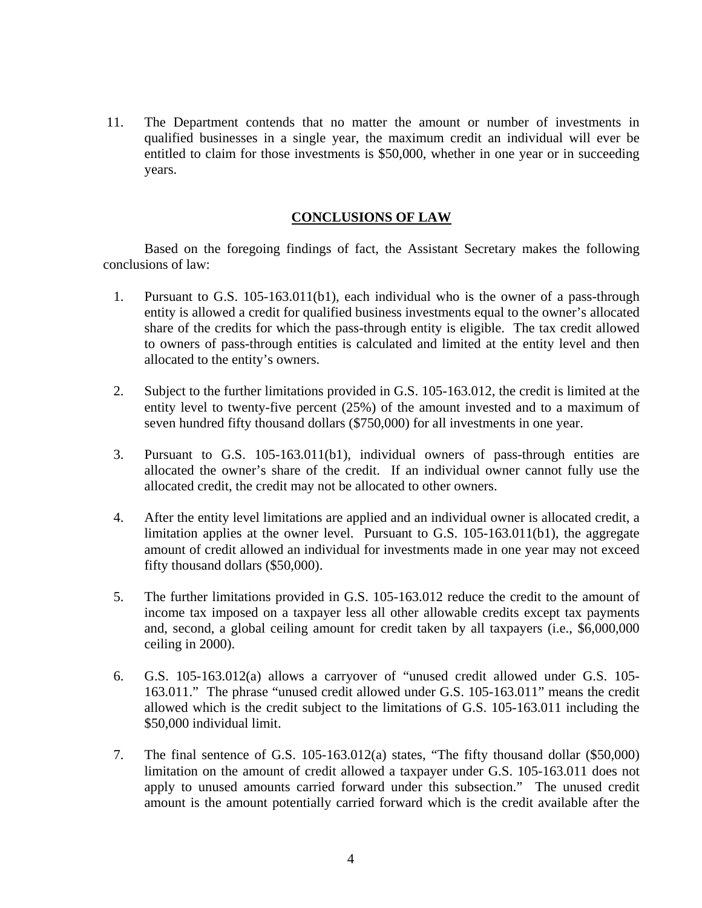11. The Department contends that no matter the amount or number of investments in qualified businesses in a single year, the maximum credit an individual will ever be entitled to claim for those investments is $50,000, whether in one year or in succeeding years.

## CONCLUSIONS OF LAW

Based on the foregoing findings of fact, the Assistant Secretary makes the following conclusions of law:

1. Pursuant to G.S. 105-163.011(b1), each individual who is the owner of a pass-through entity is allowed a credit for qualified business investments equal to the owner's allocated share of the credits for which the pass-through entity is eligible. The tax credit allowed to owners of pass-through entities is calculated and limited at the entity level and then allocated to the entity's owners.

2. Subject to the further limitations provided in G.S. 105-163.012, the credit is limited at the entity level to twenty-five percent (25%) of the amount invested and to a maximum of seven hundred fifty thousand dollars ($750,000) for all investments in one year.

3. Pursuant to G.S. 105-163.011(b1), individual owners of pass-through entities are allocated the owner's share of the credit. If an individual owner cannot fully use the allocated credit, the credit may not be allocated to other owners.

4. After the entity level limitations are applied and an individual owner is allocated credit, a limitation applies at the owner level. Pursuant to G.S. 105-163.011(b1), the aggregate amount of credit allowed an individual for investments made in one year may not exceed fifty thousand dollars ($50,000).

5. The further limitations provided in G.S. 105-163.012 reduce the credit to the amount of income tax imposed on a taxpayer less all other allowable credits except tax payments and, second, a global ceiling amount for credit taken by all taxpayers (i.e., $6,000,000 ceiling in 2000).

6. G.S. 105-163.012(a) allows a carryover of "unused credit allowed under G.S. 105-163.011." The phrase "unused credit allowed under G.S. 105-163.011" means the credit allowed which is the credit subject to the limitations of G.S. 105-163.011 including the $50,000 individual limit.

7. The final sentence of G.S. 105-163.012(a) states, "The fifty thousand dollar ($50,000) limitation on the amount of credit allowed a taxpayer under G.S. 105-163.011 does not apply to unused amounts carried forward under this subsection." The unused credit amount is the amount potentially carried forward which is the credit available after the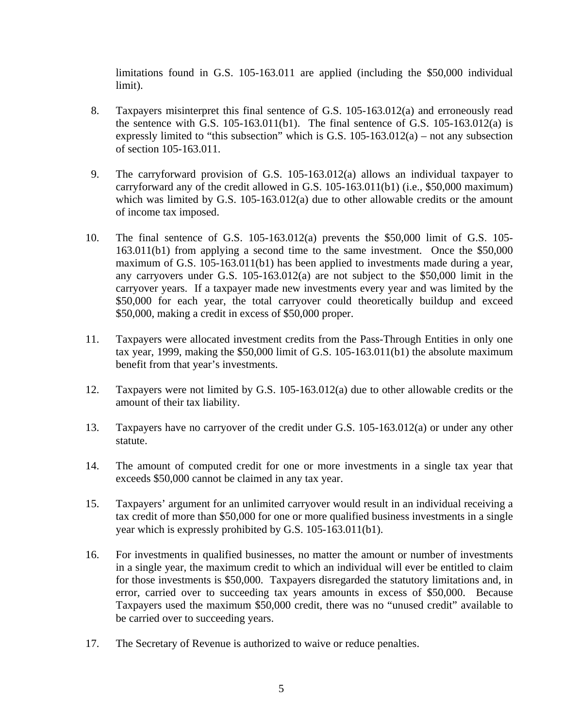limitations found in G.S. 105-163.011 are applied (including the $50,000 individual limit).

8. Taxpayers misinterpret this final sentence of G.S. 105-163.012(a) and erroneously read the sentence with G.S. 105-163.011(b1). The final sentence of G.S. 105-163.012(a) is expressly limited to "this subsection" which is G.S. 105-163.012(a) – not any subsection of section 105-163.011.

9. The carryforward provision of G.S. 105-163.012(a) allows an individual taxpayer to carryforward any of the credit allowed in G.S. 105-163.011(b1) (i.e., $50,000 maximum) which was limited by G.S. 105-163.012(a) due to other allowable credits or the amount of income tax imposed.

10. The final sentence of G.S. 105-163.012(a) prevents the $50,000 limit of G.S. 105-163.011(b1) from applying a second time to the same investment. Once the $50,000 maximum of G.S. 105-163.011(b1) has been applied to investments made during a year, any carryovers under G.S. 105-163.012(a) are not subject to the $50,000 limit in the carryover years. If a taxpayer made new investments every year and was limited by the $50,000 for each year, the total carryover could theoretically buildup and exceed $50,000, making a credit in excess of $50,000 proper.

11. Taxpayers were allocated investment credits from the Pass-Through Entities in only one tax year, 1999, making the $50,000 limit of G.S. 105-163.011(b1) the absolute maximum benefit from that year's investments.

12. Taxpayers were not limited by G.S. 105-163.012(a) due to other allowable credits or the amount of their tax liability.

13. Taxpayers have no carryover of the credit under G.S. 105-163.012(a) or under any other statute.

14. The amount of computed credit for one or more investments in a single tax year that exceeds $50,000 cannot be claimed in any tax year.

15. Taxpayers' argument for an unlimited carryover would result in an individual receiving a tax credit of more than $50,000 for one or more qualified business investments in a single year which is expressly prohibited by G.S. 105-163.011(b1).

16. For investments in qualified businesses, no matter the amount or number of investments in a single year, the maximum credit to which an individual will ever be entitled to claim for those investments is $50,000. Taxpayers disregarded the statutory limitations and, in error, carried over to succeeding tax years amounts in excess of $50,000. Because Taxpayers used the maximum $50,000 credit, there was no "unused credit" available to be carried over to succeeding years.

17. The Secretary of Revenue is authorized to waive or reduce penalties.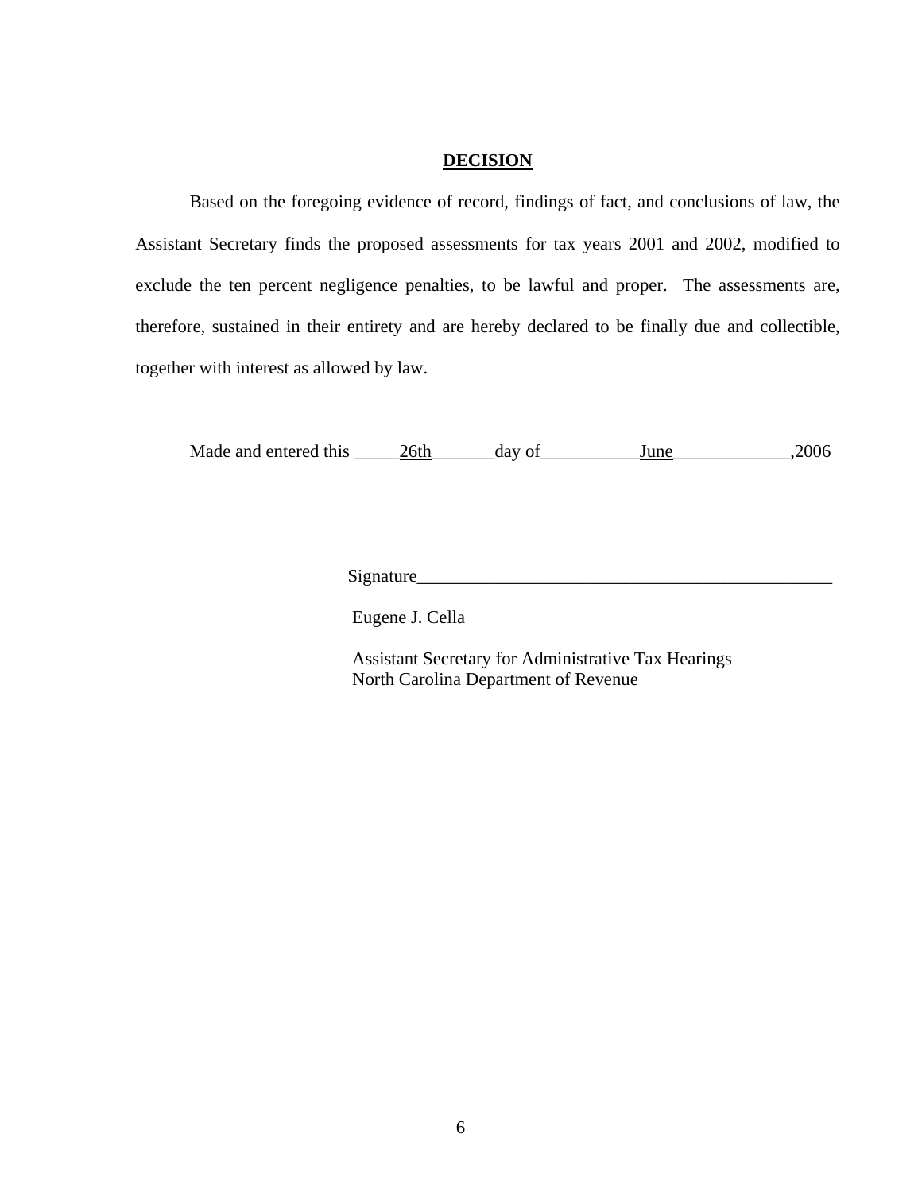## DECISION

Based on the foregoing evidence of record, findings of fact, and conclusions of law, the Assistant Secretary finds the proposed assessments for tax years 2001 and 2002, modified to exclude the ten percent negligence penalties, to be lawful and proper. The assessments are, therefore, sustained in their entirety and are hereby declared to be finally due and collectible, together with interest as allowed by law.

Made and entered this _____26th_______day of___________June_____________,2006

Signature_______________________________________________

Eugene J. Cella

Assistant Secretary for Administrative Tax Hearings
North Carolina Department of Revenue